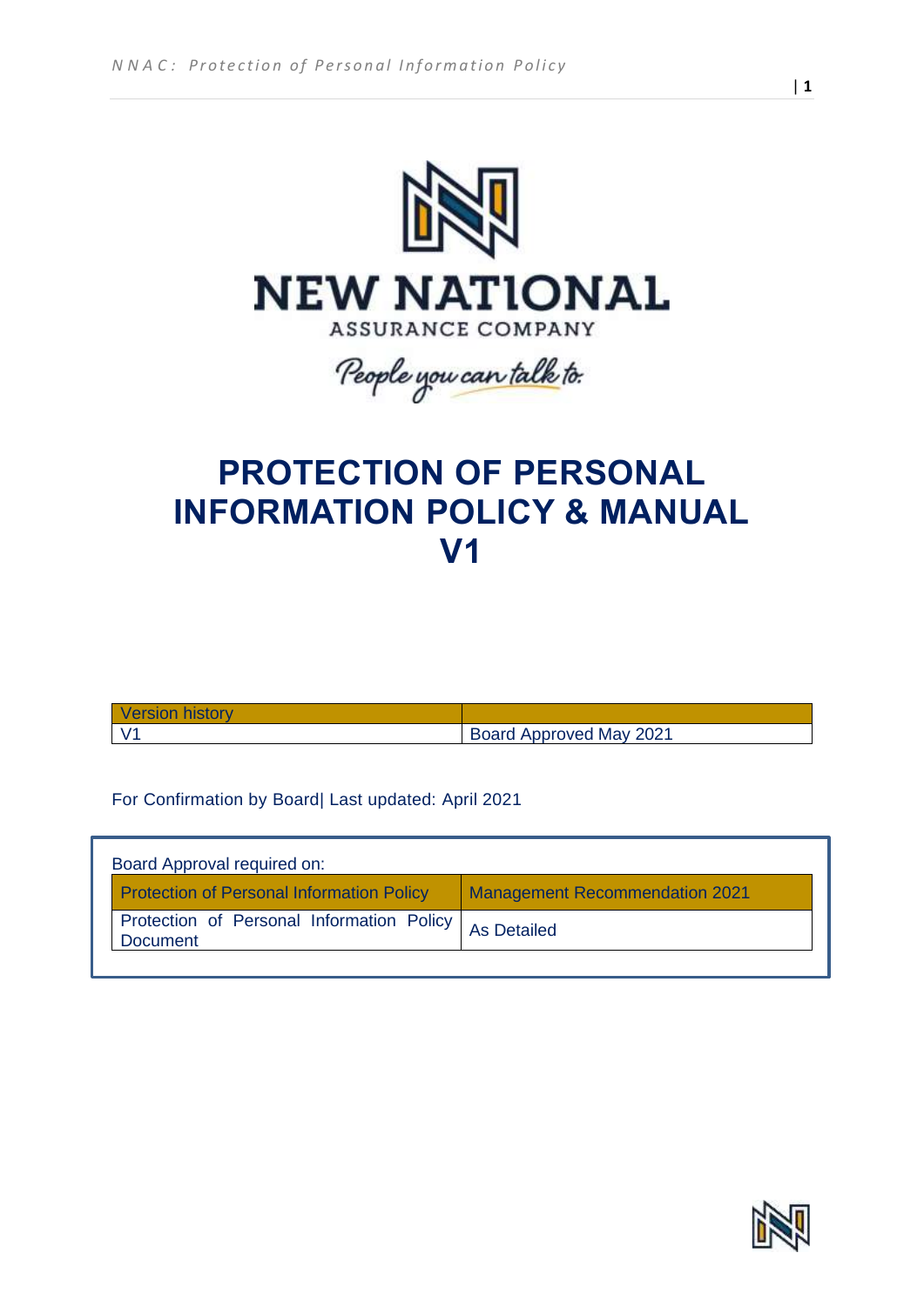NEW NATIONAL

ASSURANCE COMPANY

People you can talk to.

# PROTECTION OF PERSONAL INFORMATION POLICY & MANUAL V1

| Version history | |
|---|---|
| V1 | Board Approved May 2021 |

For Confirmation by Board| Last updated: April 2021

Board Approval required on:

| Protection of Personal Information Policy | Management Recommendation 2021 |
|---|---|
| Protection of Personal Information Policy Document | As Detailed |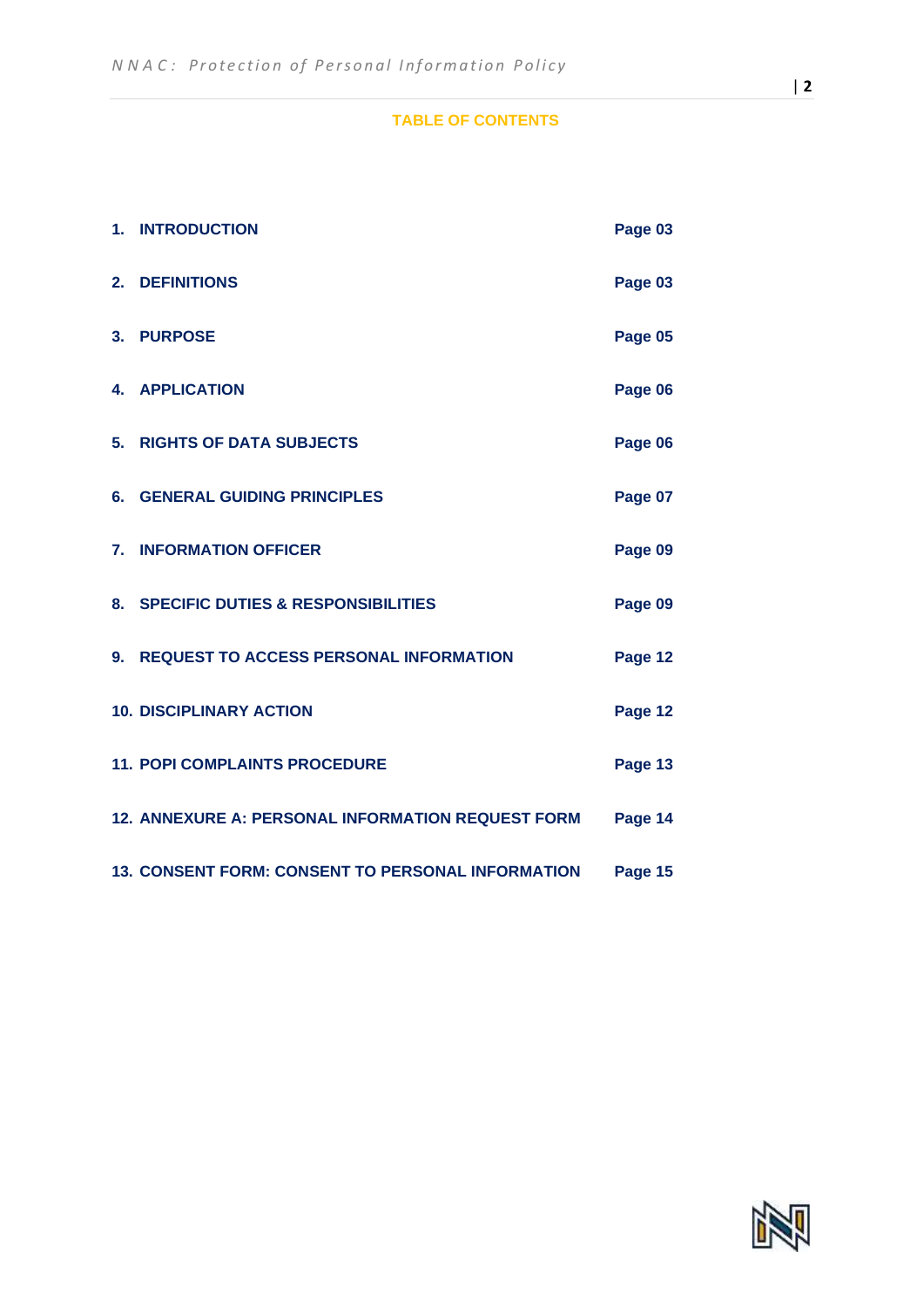## TABLE OF CONTENTS

| | |
|---|---|
| **1. INTRODUCTION** | **Page 03** |
| **2. DEFINITIONS** | **Page 03** |
| **3. PURPOSE** | **Page 05** |
| **4. APPLICATION** | **Page 06** |
| **5. RIGHTS OF DATA SUBJECTS** | **Page 06** |
| **6. GENERAL GUIDING PRINCIPLES** | **Page 07** |
| **7. INFORMATION OFFICER** | **Page 09** |
| **8. SPECIFIC DUTIES & RESPONSIBILITIES** | **Page 09** |
| **9. REQUEST TO ACCESS PERSONAL INFORMATION** | **Page 12** |
| **10. DISCIPLINARY ACTION** | **Page 12** |
| **11. POPI COMPLAINTS PROCEDURE** | **Page 13** |
| **12. ANNEXURE A: PERSONAL INFORMATION REQUEST FORM** | **Page 14** |
| **13. CONSENT FORM: CONSENT TO PERSONAL INFORMATION** | **Page 15** |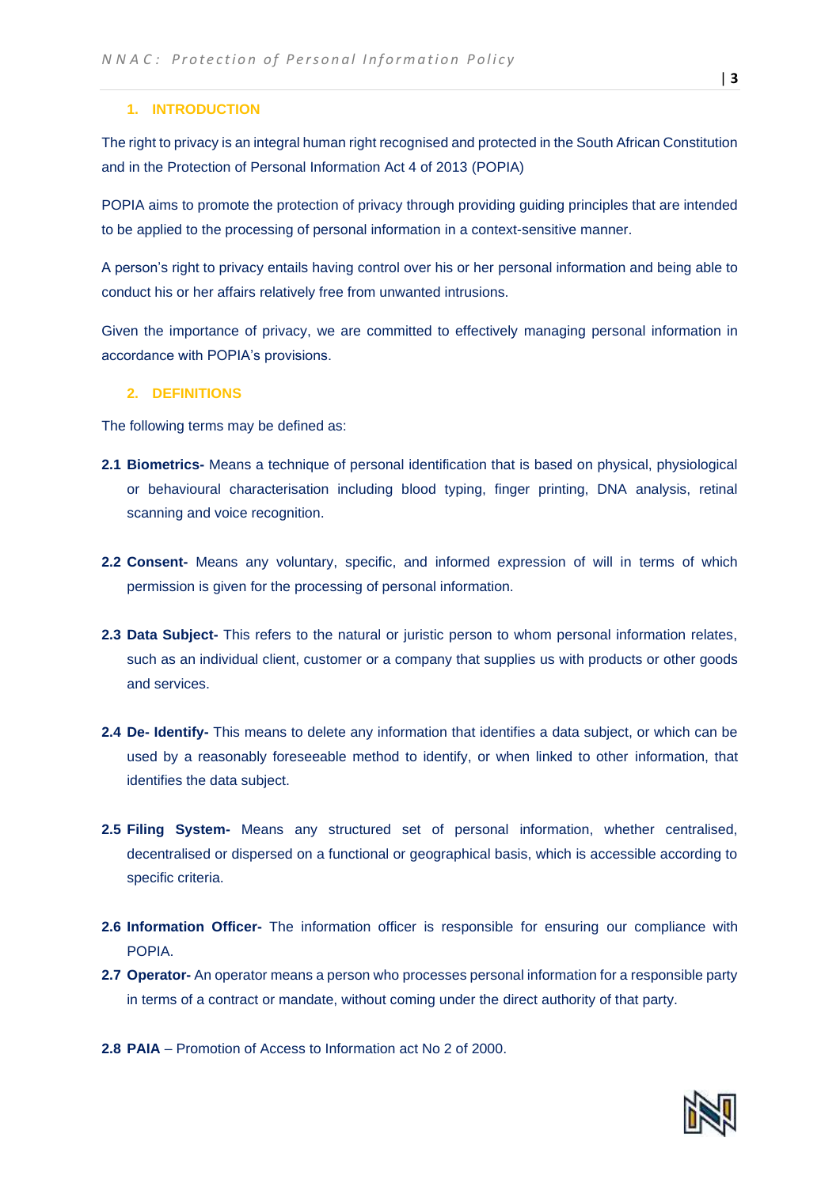## 1. INTRODUCTION

The right to privacy is an integral human right recognised and protected in the South African Constitution and in the Protection of Personal Information Act 4 of 2013 (POPIA)

POPIA aims to promote the protection of privacy through providing guiding principles that are intended to be applied to the processing of personal information in a context-sensitive manner.

A person's right to privacy entails having control over his or her personal information and being able to conduct his or her affairs relatively free from unwanted intrusions.

Given the importance of privacy, we are committed to effectively managing personal information in accordance with POPIA's provisions.

## 2. DEFINITIONS

The following terms may be defined as:

**2.1 Biometrics-** Means a technique of personal identification that is based on physical, physiological or behavioural characterisation including blood typing, finger printing, DNA analysis, retinal scanning and voice recognition.

**2.2 Consent-** Means any voluntary, specific, and informed expression of will in terms of which permission is given for the processing of personal information.

**2.3 Data Subject-** This refers to the natural or juristic person to whom personal information relates, such as an individual client, customer or a company that supplies us with products or other goods and services.

**2.4 De- Identify-** This means to delete any information that identifies a data subject, or which can be used by a reasonably foreseeable method to identify, or when linked to other information, that identifies the data subject.

**2.5 Filing System-** Means any structured set of personal information, whether centralised, decentralised or dispersed on a functional or geographical basis, which is accessible according to specific criteria.

**2.6 Information Officer-** The information officer is responsible for ensuring our compliance with POPIA.

**2.7 Operator-** An operator means a person who processes personal information for a responsible party in terms of a contract or mandate, without coming under the direct authority of that party.

**2.8 PAIA** – Promotion of Access to Information act No 2 of 2000.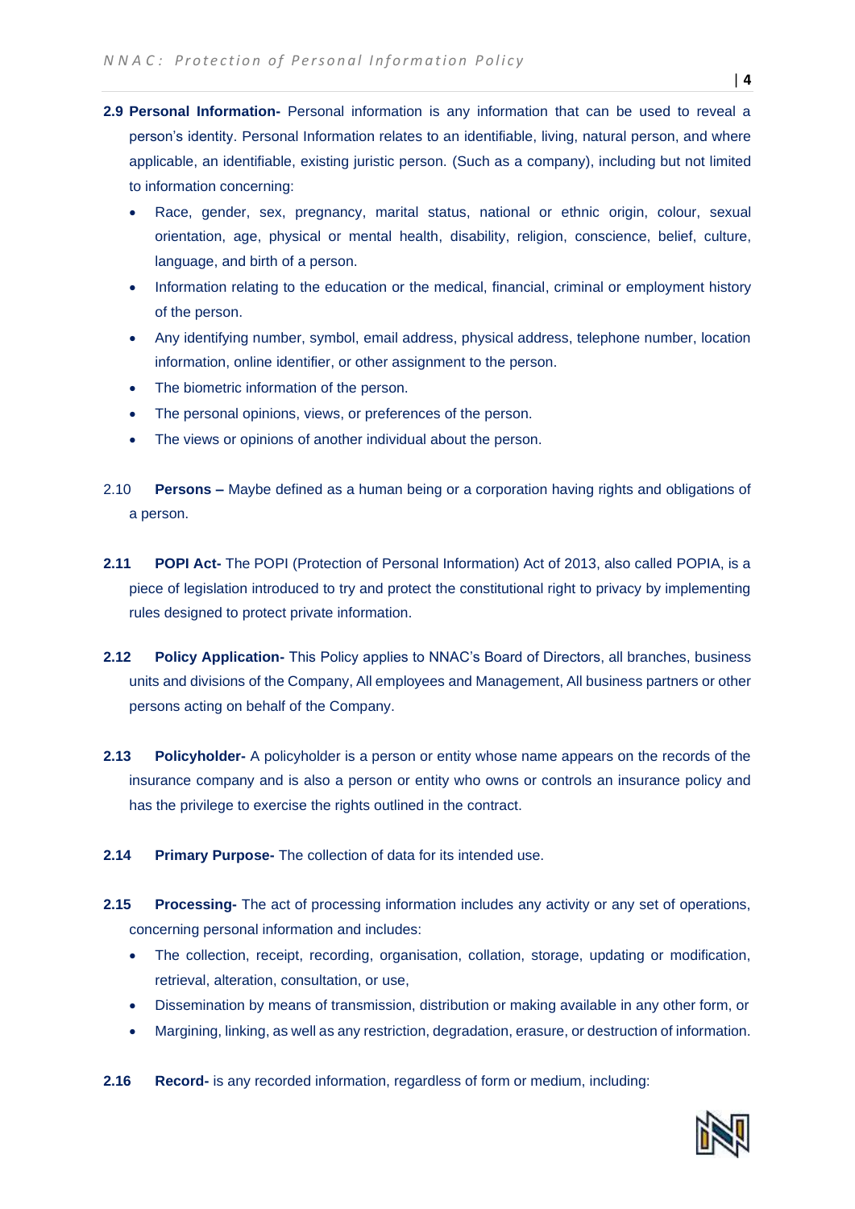**2.9 Personal Information-** Personal information is any information that can be used to reveal a person's identity. Personal Information relates to an identifiable, living, natural person, and where applicable, an identifiable, existing juristic person. (Such as a company), including but not limited to information concerning:

- Race, gender, sex, pregnancy, marital status, national or ethnic origin, colour, sexual orientation, age, physical or mental health, disability, religion, conscience, belief, culture, language, and birth of a person.
- Information relating to the education or the medical, financial, criminal or employment history of the person.
- Any identifying number, symbol, email address, physical address, telephone number, location information, online identifier, or other assignment to the person.
- The biometric information of the person.
- The personal opinions, views, or preferences of the person.
- The views or opinions of another individual about the person.

2.10 **Persons –** Maybe defined as a human being or a corporation having rights and obligations of a person.

**2.11 POPI Act-** The POPI (Protection of Personal Information) Act of 2013, also called POPIA, is a piece of legislation introduced to try and protect the constitutional right to privacy by implementing rules designed to protect private information.

**2.12 Policy Application-** This Policy applies to NNAC's Board of Directors, all branches, business units and divisions of the Company, All employees and Management, All business partners or other persons acting on behalf of the Company.

**2.13 Policyholder-** A policyholder is a person or entity whose name appears on the records of the insurance company and is also a person or entity who owns or controls an insurance policy and has the privilege to exercise the rights outlined in the contract.

**2.14 Primary Purpose-** The collection of data for its intended use.

**2.15 Processing-** The act of processing information includes any activity or any set of operations, concerning personal information and includes:

- The collection, receipt, recording, organisation, collation, storage, updating or modification, retrieval, alteration, consultation, or use,
- Dissemination by means of transmission, distribution or making available in any other form, or
- Margining, linking, as well as any restriction, degradation, erasure, or destruction of information.

**2.16 Record-** is any recorded information, regardless of form or medium, including: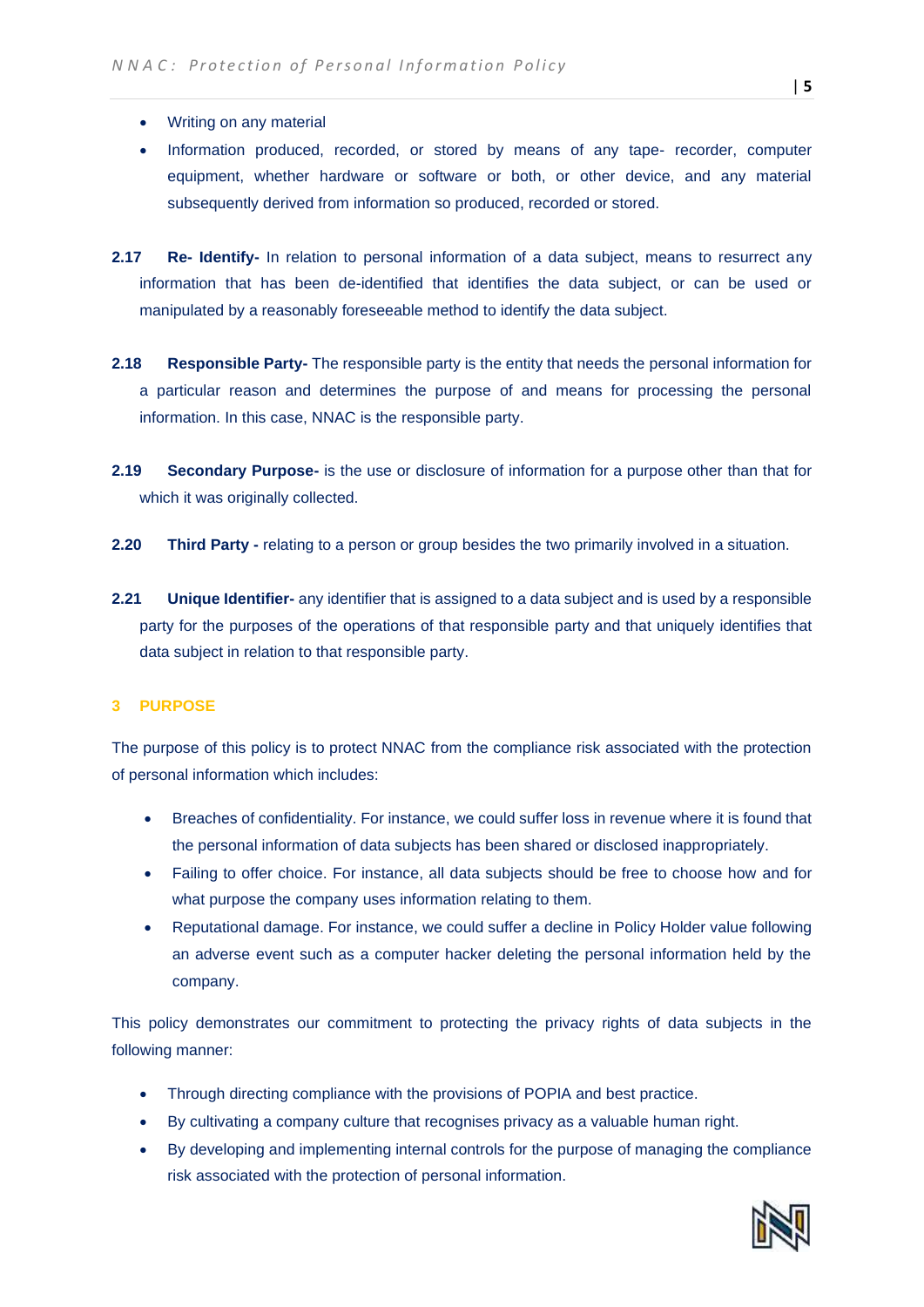- Writing on any material
- Information produced, recorded, or stored by means of any tape- recorder, computer equipment, whether hardware or software or both, or other device, and any material subsequently derived from information so produced, recorded or stored.

**2.17 Re- Identify-** In relation to personal information of a data subject, means to resurrect any information that has been de-identified that identifies the data subject, or can be used or manipulated by a reasonably foreseeable method to identify the data subject.

**2.18 Responsible Party-** The responsible party is the entity that needs the personal information for a particular reason and determines the purpose of and means for processing the personal information. In this case, NNAC is the responsible party.

**2.19 Secondary Purpose-** is the use or disclosure of information for a purpose other than that for which it was originally collected.

**2.20 Third Party -** relating to a person or group besides the two primarily involved in a situation.

**2.21 Unique Identifier-** any identifier that is assigned to a data subject and is used by a responsible party for the purposes of the operations of that responsible party and that uniquely identifies that data subject in relation to that responsible party.

## 3 PURPOSE

The purpose of this policy is to protect NNAC from the compliance risk associated with the protection of personal information which includes:

- Breaches of confidentiality. For instance, we could suffer loss in revenue where it is found that the personal information of data subjects has been shared or disclosed inappropriately.
- Failing to offer choice. For instance, all data subjects should be free to choose how and for what purpose the company uses information relating to them.
- Reputational damage. For instance, we could suffer a decline in Policy Holder value following an adverse event such as a computer hacker deleting the personal information held by the company.

This policy demonstrates our commitment to protecting the privacy rights of data subjects in the following manner:

- Through directing compliance with the provisions of POPIA and best practice.
- By cultivating a company culture that recognises privacy as a valuable human right.
- By developing and implementing internal controls for the purpose of managing the compliance risk associated with the protection of personal information.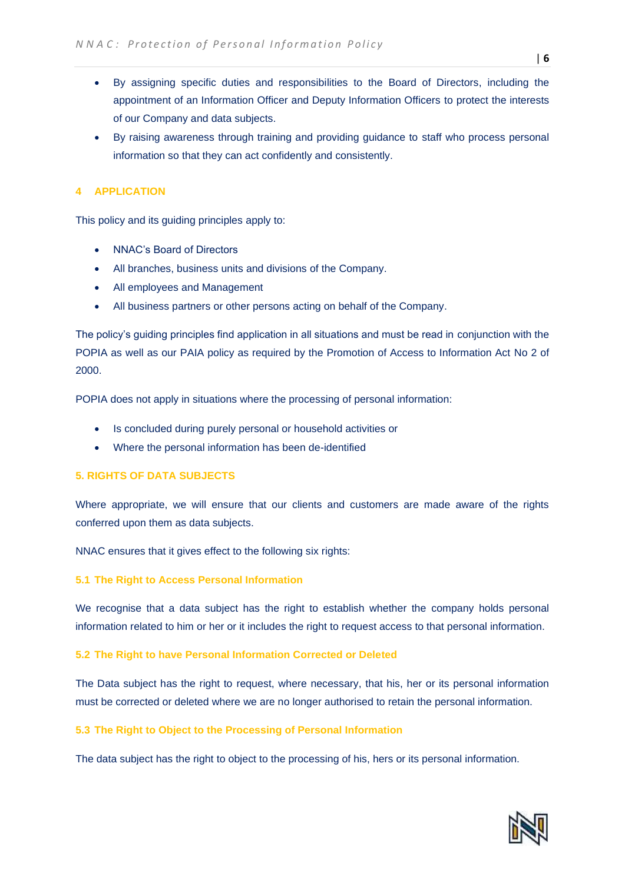- By assigning specific duties and responsibilities to the Board of Directors, including the appointment of an Information Officer and Deputy Information Officers to protect the interests of our Company and data subjects.
- By raising awareness through training and providing guidance to staff who process personal information so that they can act confidently and consistently.

## 4 APPLICATION

This policy and its guiding principles apply to:

- NNAC's Board of Directors
- All branches, business units and divisions of the Company.
- All employees and Management
- All business partners or other persons acting on behalf of the Company.

The policy's guiding principles find application in all situations and must be read in conjunction with the POPIA as well as our PAIA policy as required by the Promotion of Access to Information Act No 2 of 2000.

POPIA does not apply in situations where the processing of personal information:

- Is concluded during purely personal or household activities or
- Where the personal information has been de-identified

## 5. RIGHTS OF DATA SUBJECTS

Where appropriate, we will ensure that our clients and customers are made aware of the rights conferred upon them as data subjects.

NNAC ensures that it gives effect to the following six rights:

### 5.1 The Right to Access Personal Information

We recognise that a data subject has the right to establish whether the company holds personal information related to him or her or it includes the right to request access to that personal information.

### 5.2 The Right to have Personal Information Corrected or Deleted

The Data subject has the right to request, where necessary, that his, her or its personal information must be corrected or deleted where we are no longer authorised to retain the personal information.

### 5.3 The Right to Object to the Processing of Personal Information

The data subject has the right to object to the processing of his, hers or its personal information.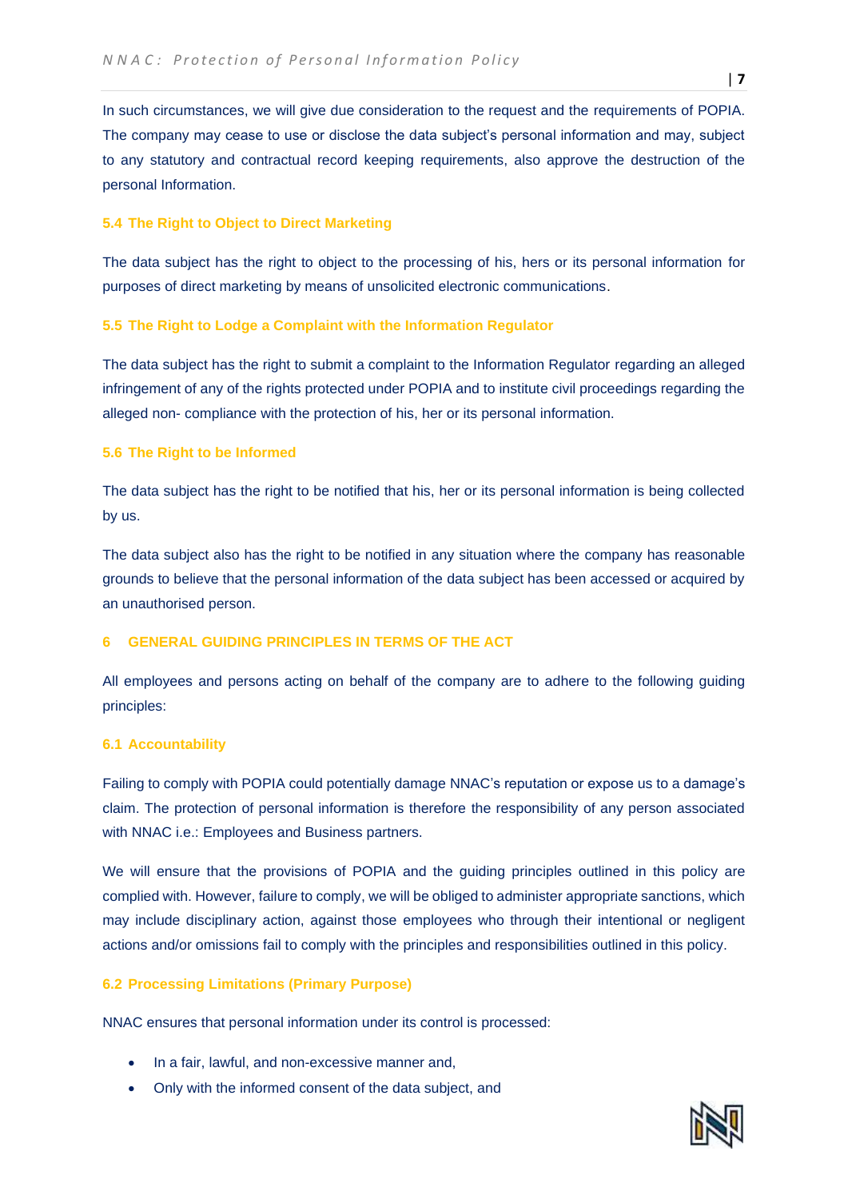In such circumstances, we will give due consideration to the request and the requirements of POPIA. The company may cease to use or disclose the data subject's personal information and may, subject to any statutory and contractual record keeping requirements, also approve the destruction of the personal Information.

### 5.4 The Right to Object to Direct Marketing

The data subject has the right to object to the processing of his, hers or its personal information for purposes of direct marketing by means of unsolicited electronic communications.

### 5.5 The Right to Lodge a Complaint with the Information Regulator

The data subject has the right to submit a complaint to the Information Regulator regarding an alleged infringement of any of the rights protected under POPIA and to institute civil proceedings regarding the alleged non- compliance with the protection of his, her or its personal information.

### 5.6 The Right to be Informed

The data subject has the right to be notified that his, her or its personal information is being collected by us.

The data subject also has the right to be notified in any situation where the company has reasonable grounds to believe that the personal information of the data subject has been accessed or acquired by an unauthorised person.

## 6 GENERAL GUIDING PRINCIPLES IN TERMS OF THE ACT

All employees and persons acting on behalf of the company are to adhere to the following guiding principles:

### 6.1 Accountability

Failing to comply with POPIA could potentially damage NNAC's reputation or expose us to a damage's claim. The protection of personal information is therefore the responsibility of any person associated with NNAC i.e.: Employees and Business partners.

We will ensure that the provisions of POPIA and the guiding principles outlined in this policy are complied with. However, failure to comply, we will be obliged to administer appropriate sanctions, which may include disciplinary action, against those employees who through their intentional or negligent actions and/or omissions fail to comply with the principles and responsibilities outlined in this policy.

### 6.2 Processing Limitations (Primary Purpose)

NNAC ensures that personal information under its control is processed:

- In a fair, lawful, and non-excessive manner and,
- Only with the informed consent of the data subject, and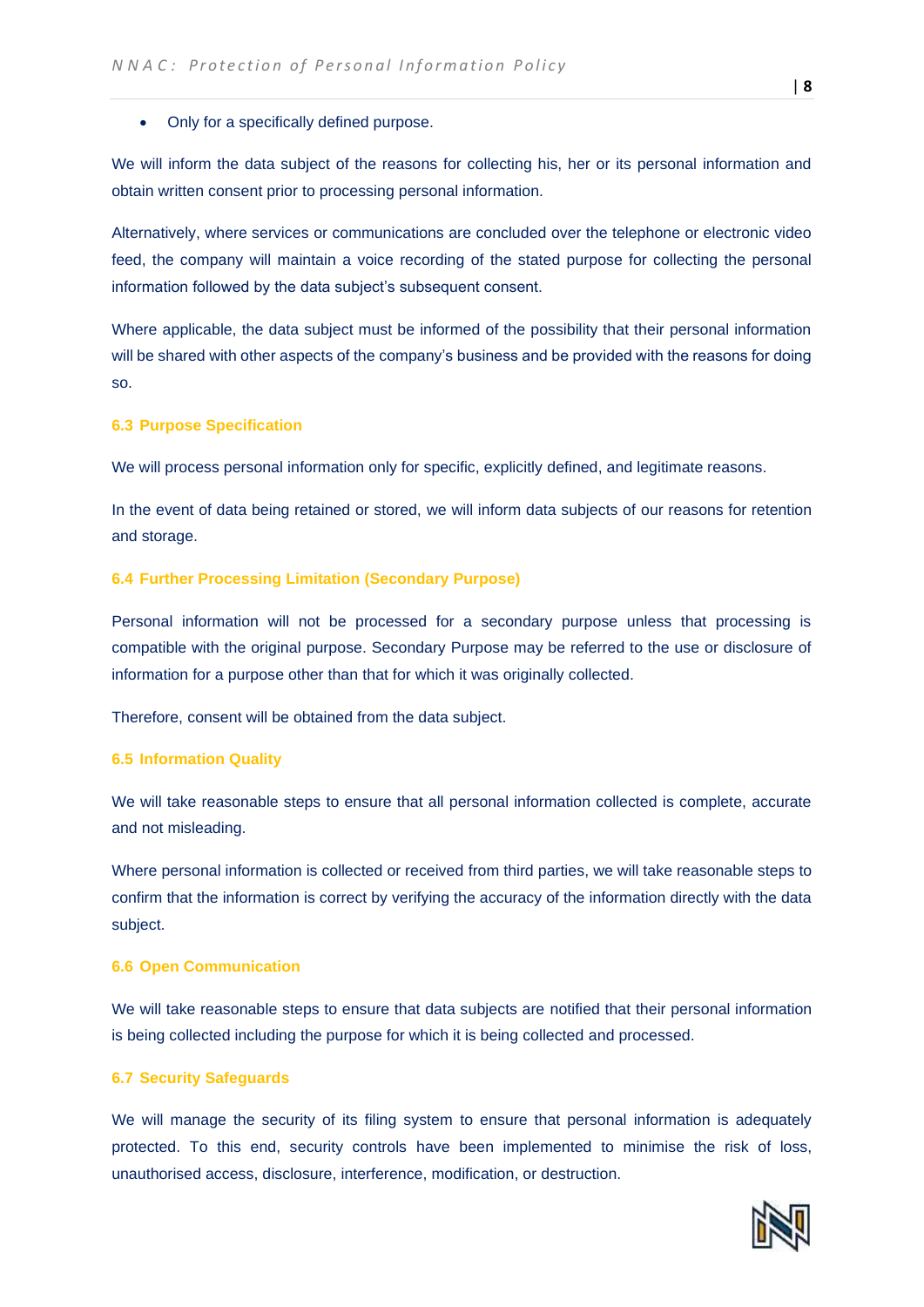- Only for a specifically defined purpose.

We will inform the data subject of the reasons for collecting his, her or its personal information and obtain written consent prior to processing personal information.

Alternatively, where services or communications are concluded over the telephone or electronic video feed, the company will maintain a voice recording of the stated purpose for collecting the personal information followed by the data subject's subsequent consent.

Where applicable, the data subject must be informed of the possibility that their personal information will be shared with other aspects of the company's business and be provided with the reasons for doing so.

### 6.3 Purpose Specification

We will process personal information only for specific, explicitly defined, and legitimate reasons.

In the event of data being retained or stored, we will inform data subjects of our reasons for retention and storage.

### 6.4 Further Processing Limitation (Secondary Purpose)

Personal information will not be processed for a secondary purpose unless that processing is compatible with the original purpose. Secondary Purpose may be referred to the use or disclosure of information for a purpose other than that for which it was originally collected.

Therefore, consent will be obtained from the data subject.

### 6.5 Information Quality

We will take reasonable steps to ensure that all personal information collected is complete, accurate and not misleading.

Where personal information is collected or received from third parties, we will take reasonable steps to confirm that the information is correct by verifying the accuracy of the information directly with the data subject.

### 6.6 Open Communication

We will take reasonable steps to ensure that data subjects are notified that their personal information is being collected including the purpose for which it is being collected and processed.

### 6.7 Security Safeguards

We will manage the security of its filing system to ensure that personal information is adequately protected. To this end, security controls have been implemented to minimise the risk of loss, unauthorised access, disclosure, interference, modification, or destruction.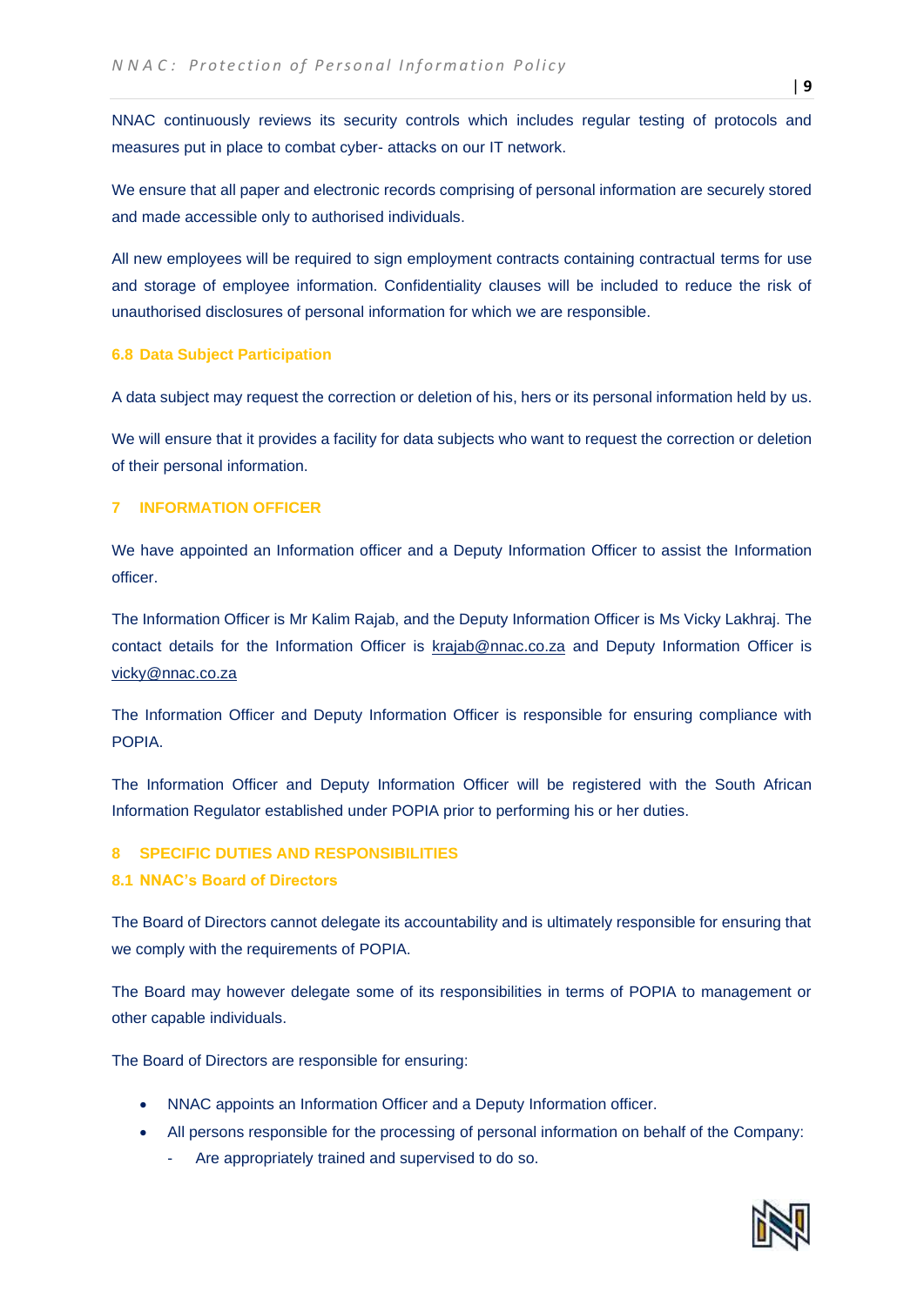NNAC continuously reviews its security controls which includes regular testing of protocols and measures put in place to combat cyber- attacks on our IT network.

We ensure that all paper and electronic records comprising of personal information are securely stored and made accessible only to authorised individuals.

All new employees will be required to sign employment contracts containing contractual terms for use and storage of employee information. Confidentiality clauses will be included to reduce the risk of unauthorised disclosures of personal information for which we are responsible.

### 6.8 Data Subject Participation

A data subject may request the correction or deletion of his, hers or its personal information held by us.

We will ensure that it provides a facility for data subjects who want to request the correction or deletion of their personal information.

## 7 INFORMATION OFFICER

We have appointed an Information officer and a Deputy Information Officer to assist the Information officer.

The Information Officer is Mr Kalim Rajab, and the Deputy Information Officer is Ms Vicky Lakhraj. The contact details for the Information Officer is krajab@nnac.co.za and Deputy Information Officer is vicky@nnac.co.za

The Information Officer and Deputy Information Officer is responsible for ensuring compliance with POPIA.

The Information Officer and Deputy Information Officer will be registered with the South African Information Regulator established under POPIA prior to performing his or her duties.

## 8 SPECIFIC DUTIES AND RESPONSIBILITIES

### 8.1 NNAC's Board of Directors

The Board of Directors cannot delegate its accountability and is ultimately responsible for ensuring that we comply with the requirements of POPIA.

The Board may however delegate some of its responsibilities in terms of POPIA to management or other capable individuals.

The Board of Directors are responsible for ensuring:

- NNAC appoints an Information Officer and a Deputy Information officer.
- All persons responsible for the processing of personal information on behalf of the Company:
  - Are appropriately trained and supervised to do so.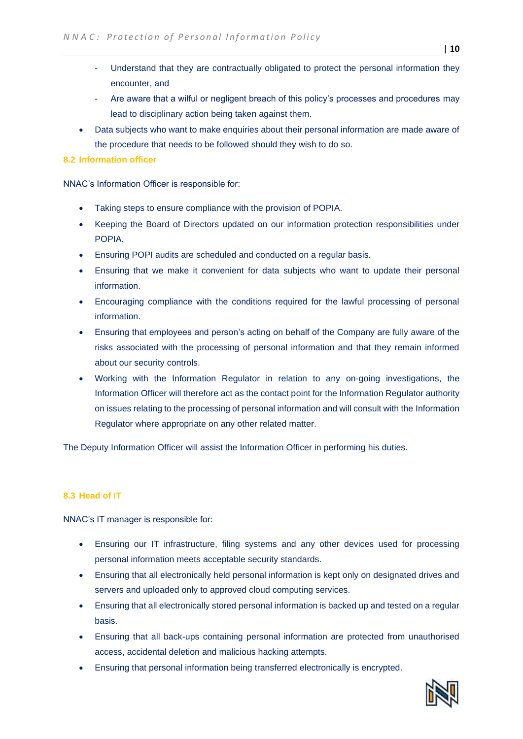- Understand that they are contractually obligated to protect the personal information they encounter, and
- Are aware that a wilful or negligent breach of this policy's processes and procedures may lead to disciplinary action being taken against them.

- Data subjects who want to make enquiries about their personal information are made aware of the procedure that needs to be followed should they wish to do so.

### 8.2 Information officer

NNAC's Information Officer is responsible for:

- Taking steps to ensure compliance with the provision of POPIA.
- Keeping the Board of Directors updated on our information protection responsibilities under POPIA.
- Ensuring POPI audits are scheduled and conducted on a regular basis.
- Ensuring that we make it convenient for data subjects who want to update their personal information.
- Encouraging compliance with the conditions required for the lawful processing of personal information.
- Ensuring that employees and person's acting on behalf of the Company are fully aware of the risks associated with the processing of personal information and that they remain informed about our security controls.
- Working with the Information Regulator in relation to any on-going investigations, the Information Officer will therefore act as the contact point for the Information Regulator authority on issues relating to the processing of personal information and will consult with the Information Regulator where appropriate on any other related matter.

The Deputy Information Officer will assist the Information Officer in performing his duties.

### 8.3 Head of IT

NNAC's IT manager is responsible for:

- Ensuring our IT infrastructure, filing systems and any other devices used for processing personal information meets acceptable security standards.
- Ensuring that all electronically held personal information is kept only on designated drives and servers and uploaded only to approved cloud computing services.
- Ensuring that all electronically stored personal information is backed up and tested on a regular basis.
- Ensuring that all back-ups containing personal information are protected from unauthorised access, accidental deletion and malicious hacking attempts.
- Ensuring that personal information being transferred electronically is encrypted.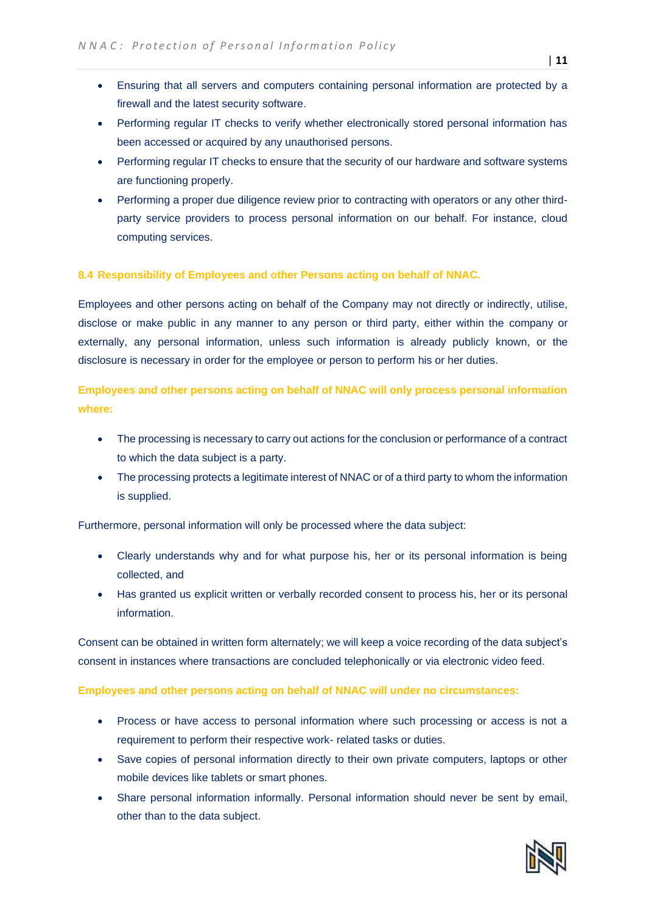- Ensuring that all servers and computers containing personal information are protected by a firewall and the latest security software.
- Performing regular IT checks to verify whether electronically stored personal information has been accessed or acquired by any unauthorised persons.
- Performing regular IT checks to ensure that the security of our hardware and software systems are functioning properly.
- Performing a proper due diligence review prior to contracting with operators or any other third-party service providers to process personal information on our behalf. For instance, cloud computing services.

### 8.4 Responsibility of Employees and other Persons acting on behalf of NNAC.

Employees and other persons acting on behalf of the Company may not directly or indirectly, utilise, disclose or make public in any manner to any person or third party, either within the company or externally, any personal information, unless such information is already publicly known, or the disclosure is necessary in order for the employee or person to perform his or her duties.

**Employees and other persons acting on behalf of NNAC will only process personal information where:**

- The processing is necessary to carry out actions for the conclusion or performance of a contract to which the data subject is a party.
- The processing protects a legitimate interest of NNAC or of a third party to whom the information is supplied.

Furthermore, personal information will only be processed where the data subject:

- Clearly understands why and for what purpose his, her or its personal information is being collected, and
- Has granted us explicit written or verbally recorded consent to process his, her or its personal information.

Consent can be obtained in written form alternately; we will keep a voice recording of the data subject's consent in instances where transactions are concluded telephonically or via electronic video feed.

**Employees and other persons acting on behalf of NNAC will under no circumstances:**

- Process or have access to personal information where such processing or access is not a requirement to perform their respective work- related tasks or duties.
- Save copies of personal information directly to their own private computers, laptops or other mobile devices like tablets or smart phones.
- Share personal information informally. Personal information should never be sent by email, other than to the data subject.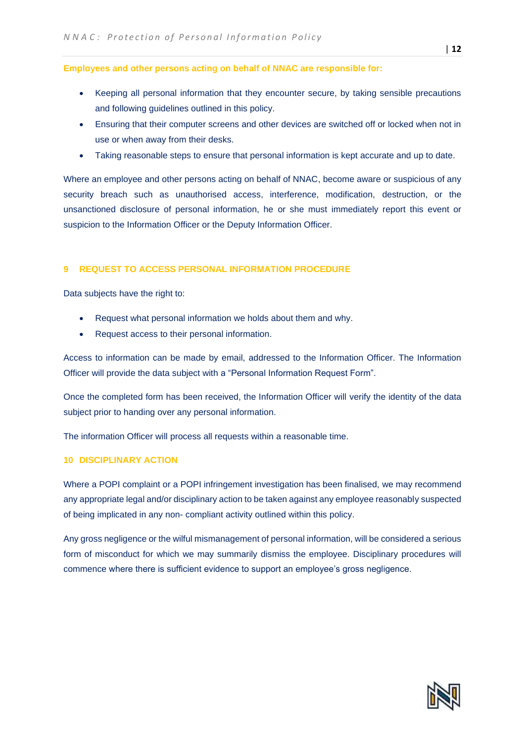**Employees and other persons acting on behalf of NNAC are responsible for:**

- Keeping all personal information that they encounter secure, by taking sensible precautions and following guidelines outlined in this policy.
- Ensuring that their computer screens and other devices are switched off or locked when not in use or when away from their desks.
- Taking reasonable steps to ensure that personal information is kept accurate and up to date.

Where an employee and other persons acting on behalf of NNAC, become aware or suspicious of any security breach such as unauthorised access, interference, modification, destruction, or the unsanctioned disclosure of personal information, he or she must immediately report this event or suspicion to the Information Officer or the Deputy Information Officer.

## 9 REQUEST TO ACCESS PERSONAL INFORMATION PROCEDURE

Data subjects have the right to:

- Request what personal information we holds about them and why.
- Request access to their personal information.

Access to information can be made by email, addressed to the Information Officer. The Information Officer will provide the data subject with a "Personal Information Request Form".

Once the completed form has been received, the Information Officer will verify the identity of the data subject prior to handing over any personal information.

The information Officer will process all requests within a reasonable time.

## 10 DISCIPLINARY ACTION

Where a POPI complaint or a POPI infringement investigation has been finalised, we may recommend any appropriate legal and/or disciplinary action to be taken against any employee reasonably suspected of being implicated in any non- compliant activity outlined within this policy.

Any gross negligence or the wilful mismanagement of personal information, will be considered a serious form of misconduct for which we may summarily dismiss the employee. Disciplinary procedures will commence where there is sufficient evidence to support an employee's gross negligence.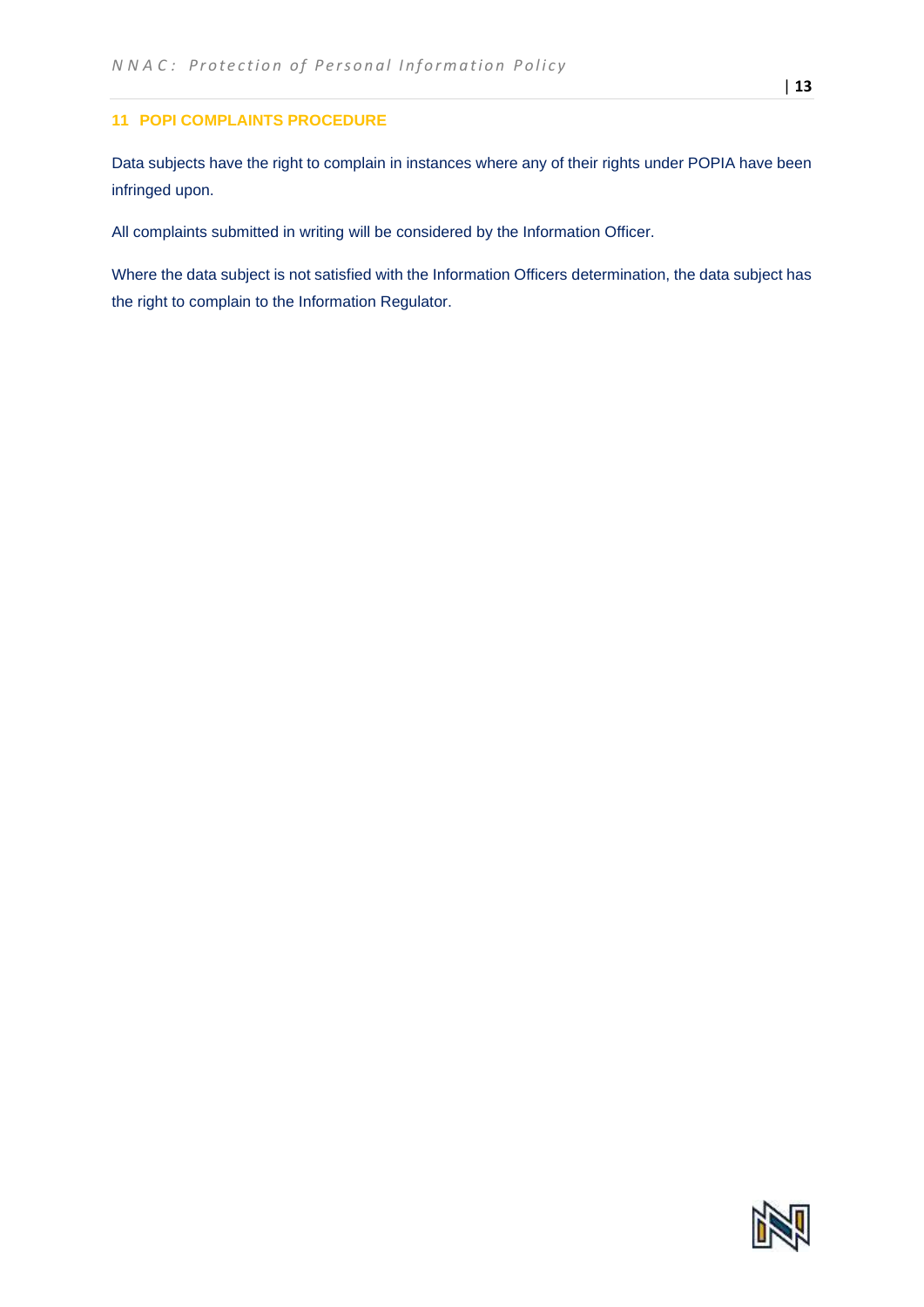## 11 POPI COMPLAINTS PROCEDURE

Data subjects have the right to complain in instances where any of their rights under POPIA have been infringed upon.

All complaints submitted in writing will be considered by the Information Officer.

Where the data subject is not satisfied with the Information Officers determination, the data subject has the right to complain to the Information Regulator.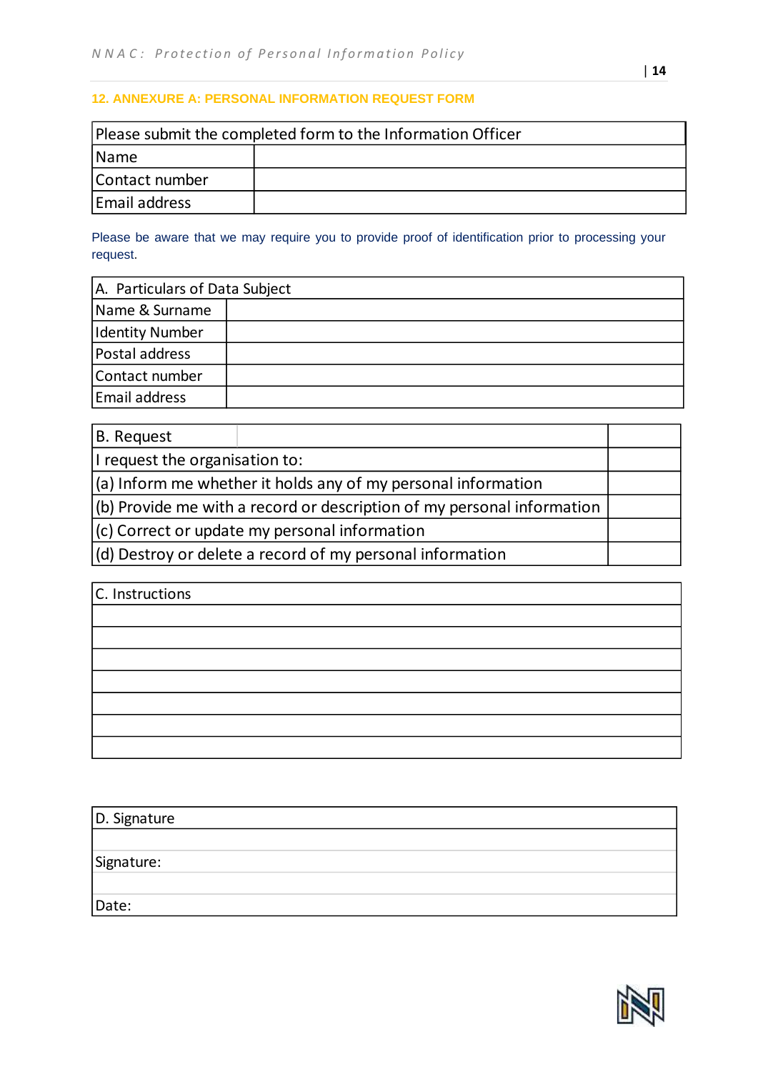## 12. ANNEXURE A: PERSONAL INFORMATION REQUEST FORM

| Please submit the completed form to the Information Officer | |
|---|---|
| Name | |
| Contact number | |
| Email address | |

Please be aware that we may require you to provide proof of identification prior to processing your request.

| A. Particulars of Data Subject | |
|---|---|
| Name & Surname | |
| Identity Number | |
| Postal address | |
| Contact number | |
| Email address | |

| B. Request | |
|---|---|
| I request the organisation to: | |
| (a) Inform me whether it holds any of my personal information | |
| (b) Provide me with a record or description of my personal information | |
| (c) Correct or update my personal information | |
| (d) Destroy or delete a record of my personal information | |

| C. Instructions |
|---|
| |
| |
| |
| |
| |
| |
| |

| D. Signature |
|---|
| |
| Signature: |
| |
| Date: |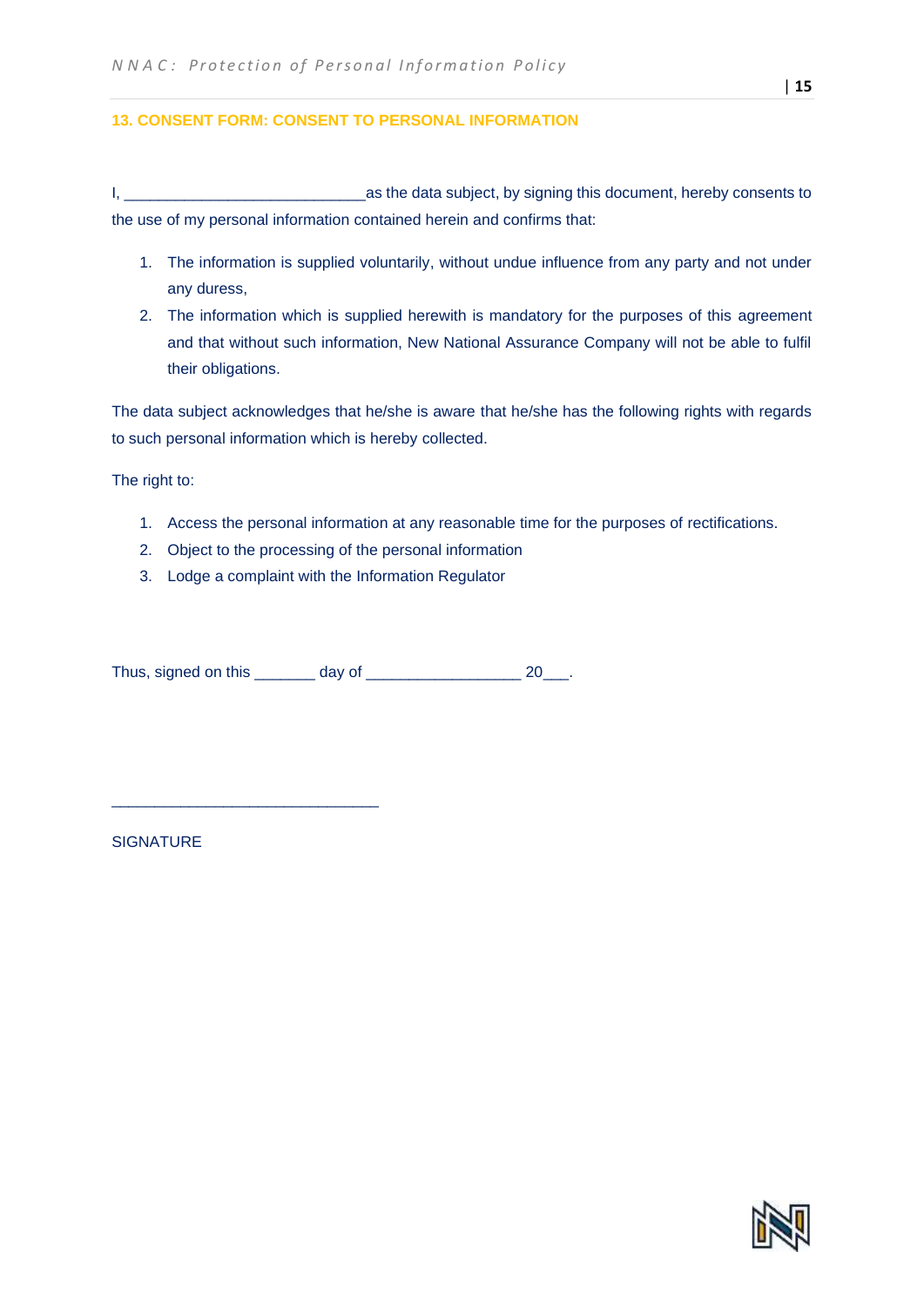## 13. CONSENT FORM: CONSENT TO PERSONAL INFORMATION

I, ____________________________as the data subject, by signing this document, hereby consents to the use of my personal information contained herein and confirms that:

1. The information is supplied voluntarily, without undue influence from any party and not under any duress,
2. The information which is supplied herewith is mandatory for the purposes of this agreement and that without such information, New National Assurance Company will not be able to fulfil their obligations.

The data subject acknowledges that he/she is aware that he/she has the following rights with regards to such personal information which is hereby collected.

The right to:

1. Access the personal information at any reasonable time for the purposes of rectifications.
2. Object to the processing of the personal information
3. Lodge a complaint with the Information Regulator

Thus, signed on this _______ day of __________________ 20___.

_______________________________

SIGNATURE